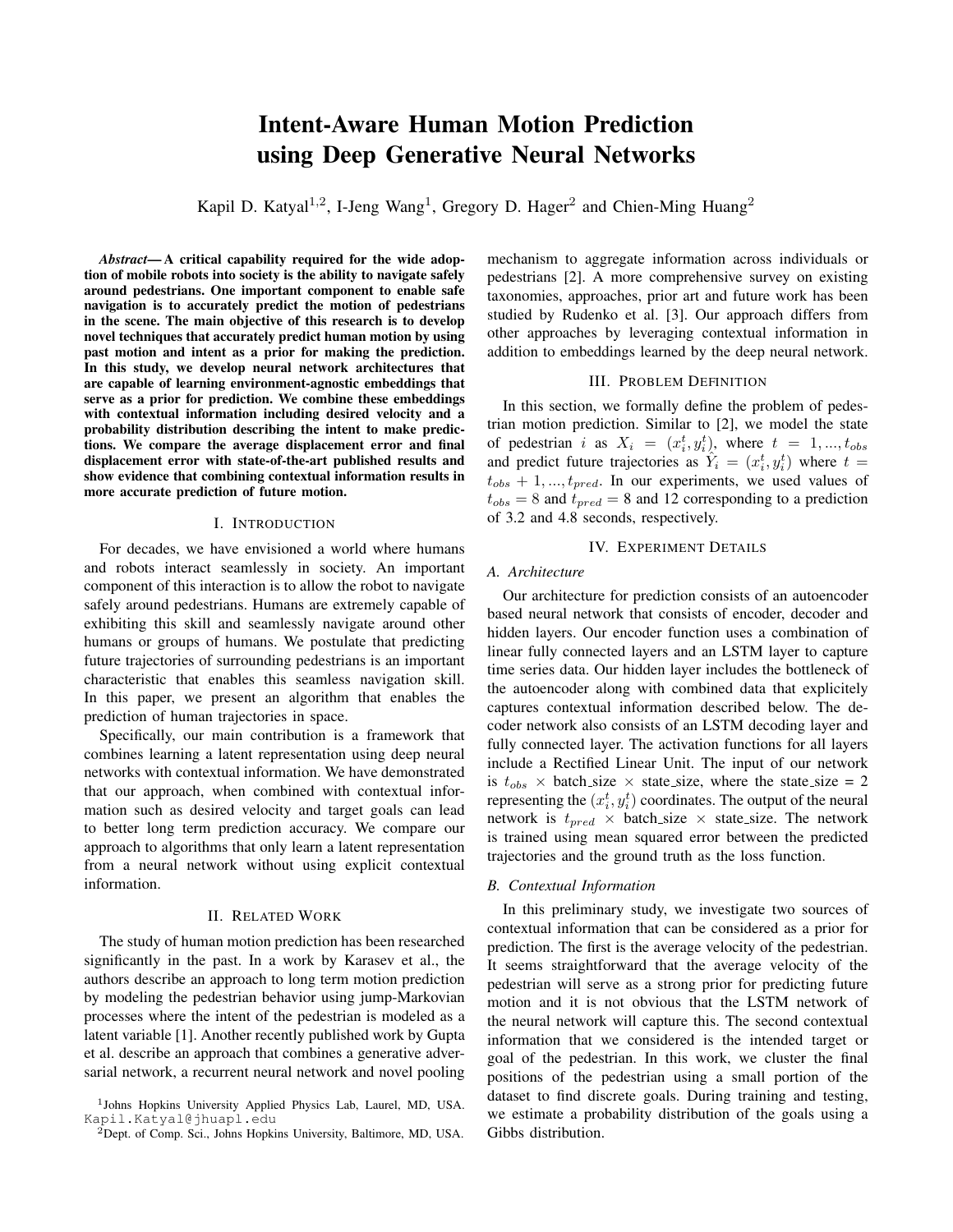# Intent-Aware Human Motion Prediction using Deep Generative Neural Networks

Kapil D. Katyal[1,2], I-Jeng Wang[1], Gregory D. Hager[2] and Chien-Ming Huang[2]

***Abstract*— A critical capability required for the wide adoption of mobile robots into society is the ability to navigate safely around pedestrians. One important component to enable safe navigation is to accurately predict the motion of pedestrians in the scene. The main objective of this research is to develop novel techniques that accurately predict human motion by using past motion and intent as a prior for making the prediction. In this study, we develop neural network architectures that are capable of learning environment-agnostic embeddings that serve as a prior for prediction. We combine these embeddings with contextual information including desired velocity and a probability distribution describing the intent to make predictions. We compare the average displacement error and final displacement error with state-of-the-art published results and show evidence that combining contextual information results in more accurate prediction of future motion.**

## I. INTRODUCTION

For decades, we have envisioned a world where humans and robots interact seamlessly in society. An important component of this interaction is to allow the robot to navigate safely around pedestrians. Humans are extremely capable of exhibiting this skill and seamlessly navigate around other humans or groups of humans. We postulate that predicting future trajectories of surrounding pedestrians is an important characteristic that enables this seamless navigation skill. In this paper, we present an algorithm that enables the prediction of human trajectories in space.

Specifically, our main contribution is a framework that combines learning a latent representation using deep neural networks with contextual information. We have demonstrated that our approach, when combined with contextual information such as desired velocity and target goals can lead to better long term prediction accuracy. We compare our approach to algorithms that only learn a latent representation from a neural network without using explicit contextual information.

## II. RELATED WORK

The study of human motion prediction has been researched significantly in the past. In a work by Karasev et al., the authors describe an approach to long term motion prediction by modeling the pedestrian behavior using jump-Markovian processes where the intent of the pedestrian is modeled as a latent variable [1]. Another recently published work by Gupta et al. describe an approach that combines a generative adversarial network, a recurrent neural network and novel pooling mechanism to aggregate information across individuals or pedestrians [2]. A more comprehensive survey on existing taxonomies, approaches, prior art and future work has been studied by Rudenko et al. [3]. Our approach differs from other approaches by leveraging contextual information in addition to embeddings learned by the deep neural network.

## III. PROBLEM DEFINITION

In this section, we formally define the problem of pedestrian motion prediction. Similar to [2], we model the state of pedestrian $i$ as $X_i = (x_i^t, y_i^t)$, where $t = 1, ..., t_{obs}$ and predict future trajectories as $\hat{Y}_i = (x_i^t, y_i^t)$ where $t = t_{obs}+1, ..., t_{pred}$. In our experiments, we used values of $t_{obs} = 8$ and $t_{pred} = 8$ and 12 corresponding to a prediction of 3.2 and 4.8 seconds, respectively.

## IV. EXPERIMENT DETAILS

### A. Architecture

Our architecture for prediction consists of an autoencoder based neural network that consists of encoder, decoder and hidden layers. Our encoder function uses a combination of linear fully connected layers and an LSTM layer to capture time series data. Our hidden layer includes the bottleneck of the autoencoder along with combined data that explicitely captures contextual information described below. The decoder network also consists of an LSTM decoding layer and fully connected layer. The activation functions for all layers include a Rectified Linear Unit. The input of our network is $t_{obs}$ × batch_size × state_size, where the state_size = 2 representing the $(x_i^t, y_i^t)$ coordinates. The output of the neural network is $t_{pred}$ × batch_size × state_size. The network is trained using mean squared error between the predicted trajectories and the ground truth as the loss function.

### B. Contextual Information

In this preliminary study, we investigate two sources of contextual information that can be considered as a prior for prediction. The first is the average velocity of the pedestrian. It seems straightforward that the average velocity of the pedestrian will serve as a strong prior for predicting future motion and it is not obvious that the LSTM network of the neural network will capture this. The second contextual information that we considered is the intended target or goal of the pedestrian. In this work, we cluster the final positions of the pedestrian using a small portion of the dataset to find discrete goals. During training and testing, we estimate a probability distribution of the goals using a Gibbs distribution.

[1]Johns Hopkins University Applied Physics Lab, Laurel, MD, USA. Kapil.Katyal@jhuapl.edu

[2]Dept. of Comp. Sci., Johns Hopkins University, Baltimore, MD, USA.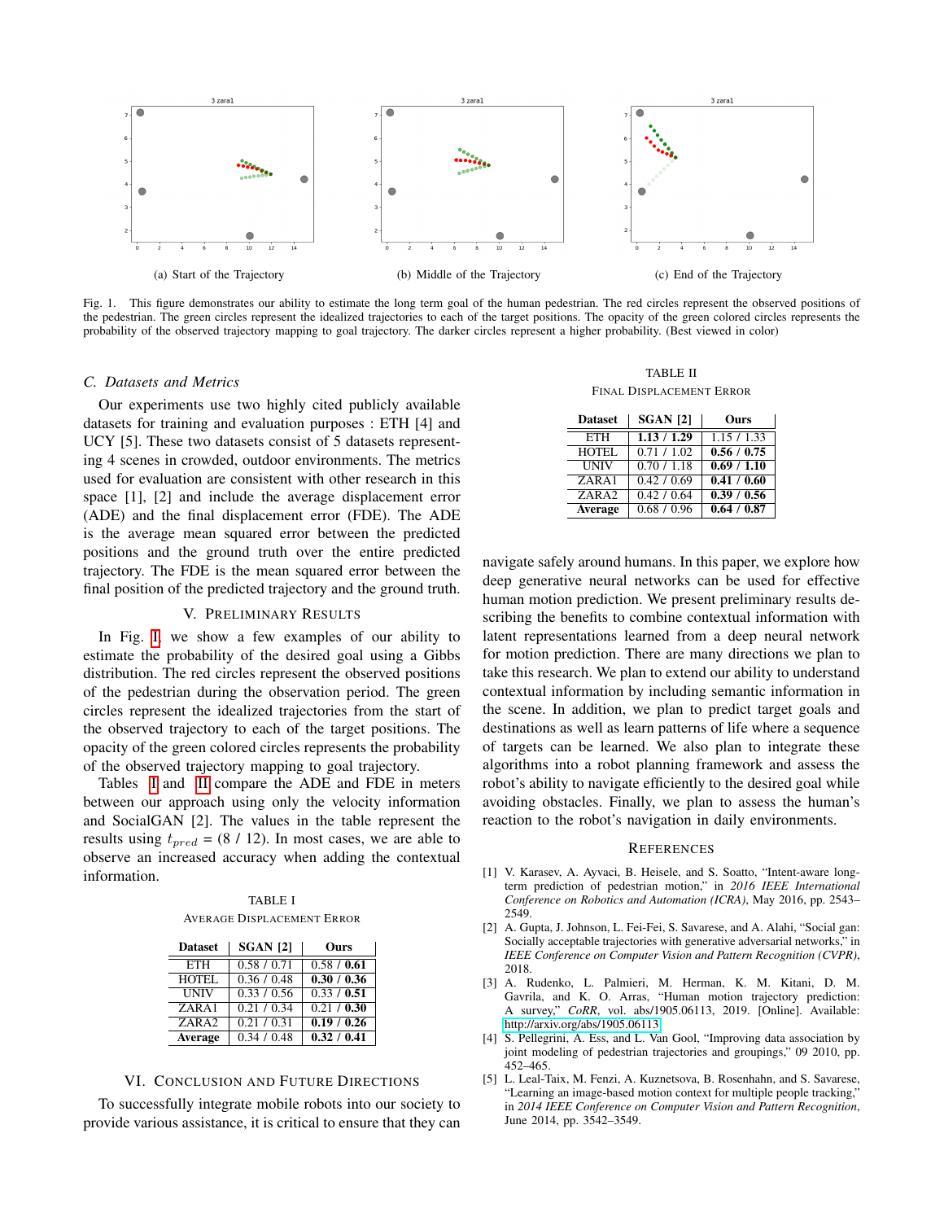3 zara1

(a) Start of the Trajectory

3 zara1

(b) Middle of the Trajectory

3 zara1

(c) End of the Trajectory

Fig. 1. This figure demonstrates our ability to estimate the long term goal of the human pedestrian. The red circles represent the observed positions of the pedestrian. The green circles represent the idealized trajectories to each of the target positions. The opacity of the green colored circles represents the probability of the observed trajectory mapping to goal trajectory. The darker circles represent a higher probability. (Best viewed in color)

### C. Datasets and Metrics

Our experiments use two highly cited publicly available datasets for training and evaluation purposes : ETH [4] and UCY [5]. These two datasets consist of 5 datasets representing 4 scenes in crowded, outdoor environments. The metrics used for evaluation are consistent with other research in this space [1], [2] and include the average displacement error (ADE) and the final displacement error (FDE). The ADE is the average mean squared error between the predicted positions and the ground truth over the entire predicted trajectory. The FDE is the mean squared error between the final position of the predicted trajectory and the ground truth.

## V. Preliminary Results

In Fig. 1, we show a few examples of our ability to estimate the probability of the desired goal using a Gibbs distribution. The red circles represent the observed positions of the pedestrian during the observation period. The green circles represent the idealized trajectories from the start of the observed trajectory to each of the target positions. The opacity of the green colored circles represents the probability of the observed trajectory mapping to goal trajectory.

Tables I and II compare the ADE and FDE in meters between our approach using only the velocity information and SocialGAN [2]. The values in the table represent the results using $t_{pred}$ = (8 / 12). In most cases, we are able to observe an increased accuracy when adding the contextual information.

TABLE I
Average Displacement Error

| Dataset | SGAN [2] | Ours |
|---|---|---|
| ETH | 0.58 / 0.71 | 0.58 / **0.61** |
| HOTEL | 0.36 / 0.48 | **0.30 / 0.36** |
| UNIV | 0.33 / 0.56 | 0.33 / **0.51** |
| ZARA1 | 0.21 / 0.34 | 0.21 / **0.30** |
| ZARA2 | 0.21 / 0.31 | **0.19 / 0.26** |
| **Average** | 0.34 / 0.48 | **0.32 / 0.41** |

TABLE II
Final Displacement Error

| Dataset | SGAN [2] | Ours |
|---|---|---|
| ETH | **1.13 / 1.29** | 1.15 / 1.33 |
| HOTEL | 0.71 / 1.02 | **0.56 / 0.75** |
| UNIV | 0.70 / 1.18 | **0.69 / 1.10** |
| ZARA1 | 0.42 / 0.69 | **0.41 / 0.60** |
| ZARA2 | 0.42 / 0.64 | **0.39 / 0.56** |
| **Average** | 0.68 / 0.96 | **0.64 / 0.87** |

## VI. Conclusion and Future Directions

To successfully integrate mobile robots into our society to provide various assistance, it is critical to ensure that they can navigate safely around humans. In this paper, we explore how deep generative neural networks can be used for effective human motion prediction. We present preliminary results describing the benefits to combine contextual information with latent representations learned from a deep neural network for motion prediction. There are many directions we plan to take this research. We plan to extend our ability to understand contextual information by including semantic information in the scene. In addition, we plan to predict target goals and destinations as well as learn patterns of life where a sequence of targets can be learned. We also plan to integrate these algorithms into a robot planning framework and assess the robot's ability to navigate efficiently to the desired goal while avoiding obstacles. Finally, we plan to assess the human's reaction to the robot's navigation in daily environments.

## References

[1] V. Karasev, A. Ayvaci, B. Heisele, and S. Soatto, "Intent-aware long-term prediction of pedestrian motion," in *2016 IEEE International Conference on Robotics and Automation (ICRA)*, May 2016, pp. 2543–2549.

[2] A. Gupta, J. Johnson, L. Fei-Fei, S. Savarese, and A. Alahi, "Social gan: Socially acceptable trajectories with generative adversarial networks," in *IEEE Conference on Computer Vision and Pattern Recognition (CVPR)*, 2018.

[3] A. Rudenko, L. Palmieri, M. Herman, K. M. Kitani, D. M. Gavrila, and K. O. Arras, "Human motion trajectory prediction: A survey," *CoRR*, vol. abs/1905.06113, 2019. [Online]. Available: http://arxiv.org/abs/1905.06113

[4] S. Pellegrini, A. Ess, and L. Van Gool, "Improving data association by joint modeling of pedestrian trajectories and groupings," 09 2010, pp. 452–465.

[5] L. Leal-Taix, M. Fenzi, A. Kuznetsova, B. Rosenhahn, and S. Savarese, "Learning an image-based motion context for multiple people tracking," in *2014 IEEE Conference on Computer Vision and Pattern Recognition*, June 2014, pp. 3542–3549.